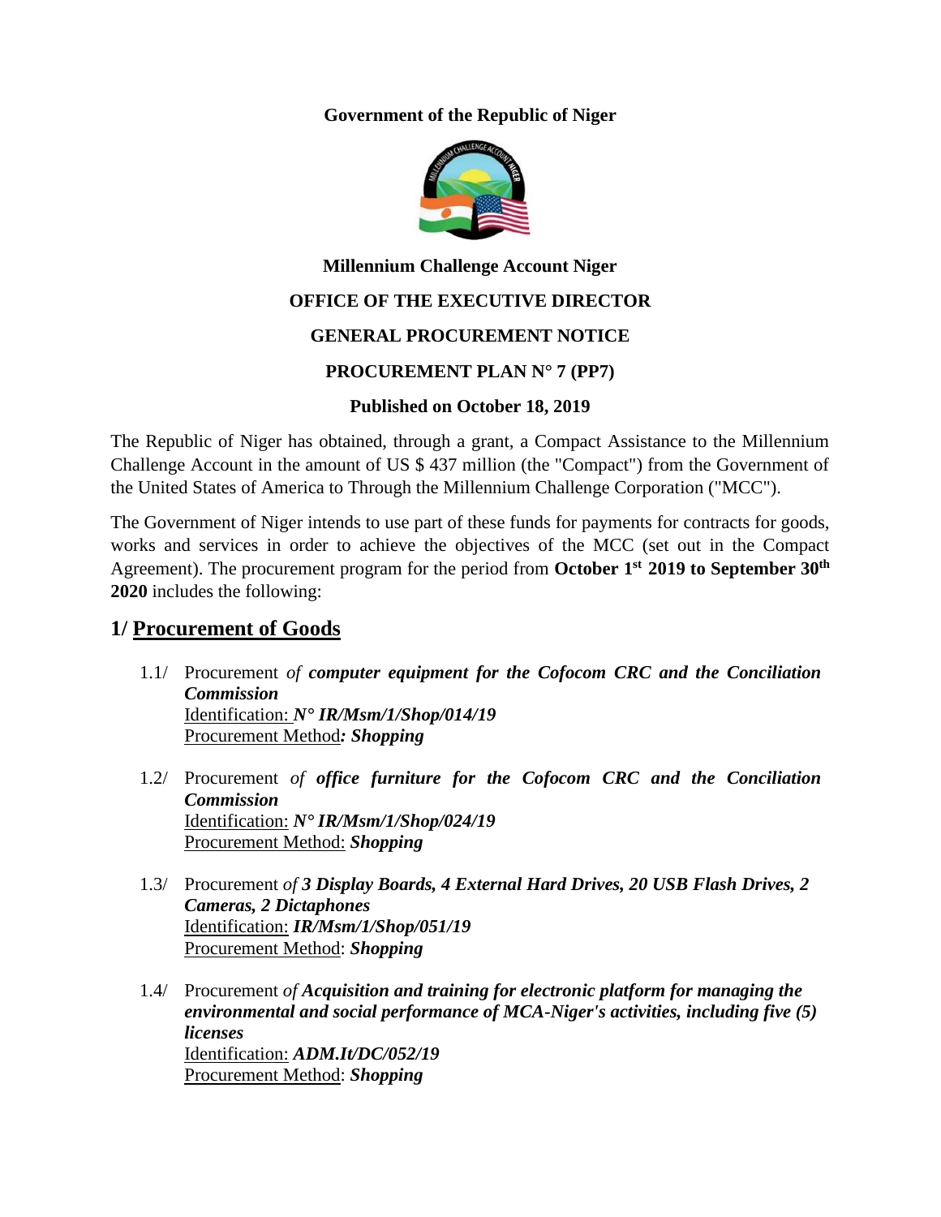**Government of the Republic of Niger**

**Millennium Challenge Account Niger**

**OFFICE OF THE EXECUTIVE DIRECTOR**

**GENERAL PROCUREMENT NOTICE**

**PROCUREMENT PLAN N° 7 (PP7)**

**Published on October 18, 2019**

The Republic of Niger has obtained, through a grant, a Compact Assistance to the Millennium Challenge Account in the amount of US $ 437 million (the "Compact") from the Government of the United States of America to Through the Millennium Challenge Corporation ("MCC").

The Government of Niger intends to use part of these funds for payments for contracts for goods, works and services in order to achieve the objectives of the MCC (set out in the Compact Agreement). The procurement program for the period from **October 1st 2019 to September 30th 2020** includes the following:

## 1/ Procurement of Goods

1.1/ Procurement *of* ***computer equipment for the Cofocom CRC and the Conciliation Commission***
Identification: ***N° IR/Msm/1/Shop/014/19***
Procurement Method***: Shopping***

1.2/ Procurement *of* ***office furniture for the Cofocom CRC and the Conciliation Commission***
Identification: ***N° IR/Msm/1/Shop/024/19***
Procurement Method: ***Shopping***

1.3/ Procurement *of* ***3 Display Boards, 4 External Hard Drives, 20 USB Flash Drives, 2 Cameras, 2 Dictaphones***
Identification: ***IR/Msm/1/Shop/051/19***
Procurement Method: ***Shopping***

1.4/ Procurement *of* ***Acquisition and training for electronic platform for managing the environmental and social performance of MCA-Niger's activities, including five (5) licenses***
Identification: ***ADM.It/DC/052/19***
Procurement Method: ***Shopping***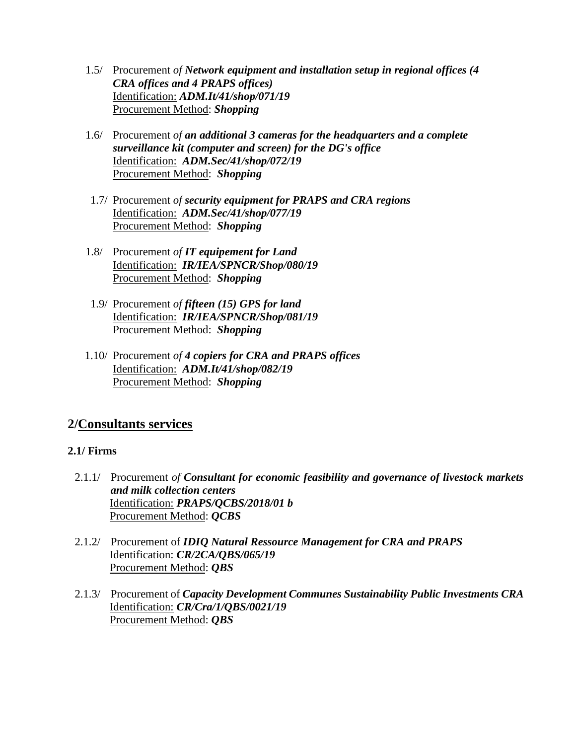1.5/ Procurement *of **Network equipment and installation setup in regional offices (4 CRA offices and 4 PRAPS offices)***
Identification: ***ADM.It/41/shop/071/19***
Procurement Method: ***Shopping***

1.6/ Procurement *of **an additional 3 cameras for the headquarters and a complete surveillance kit (computer and screen) for the DG's office***
Identification: ***ADM.Sec/41/shop/072/19***
Procurement Method: ***Shopping***

1.7/ Procurement *of **security equipment for PRAPS and CRA regions***
Identification: ***ADM.Sec/41/shop/077/19***
Procurement Method: ***Shopping***

1.8/ Procurement *of **IT equipement for Land***
Identification: ***IR/IEA/SPNCR/Shop/080/19***
Procurement Method: ***Shopping***

1.9/ Procurement *of **fifteen (15) GPS for land***
Identification: ***IR/IEA/SPNCR/Shop/081/19***
Procurement Method: ***Shopping***

1.10/ Procurement *of **4 copiers for CRA and PRAPS offices***
Identification: ***ADM.It/41/shop/082/19***
Procurement Method: ***Shopping***

## 2/Consultants services

### 2.1/ Firms

2.1.1/ Procurement *of **Consultant for economic feasibility and governance of livestock markets and milk collection centers***
Identification: ***PRAPS/QCBS/2018/01 b***
Procurement Method: ***QCBS***

2.1.2/ Procurement of ***IDIQ Natural Ressource Management for CRA and PRAPS***
Identification: ***CR/2CA/QBS/065/19***
Procurement Method: ***QBS***

2.1.3/ Procurement of ***Capacity Development Communes Sustainability Public Investments CRA***
Identification: ***CR/Cra/1/QBS/0021/19***
Procurement Method: ***QBS***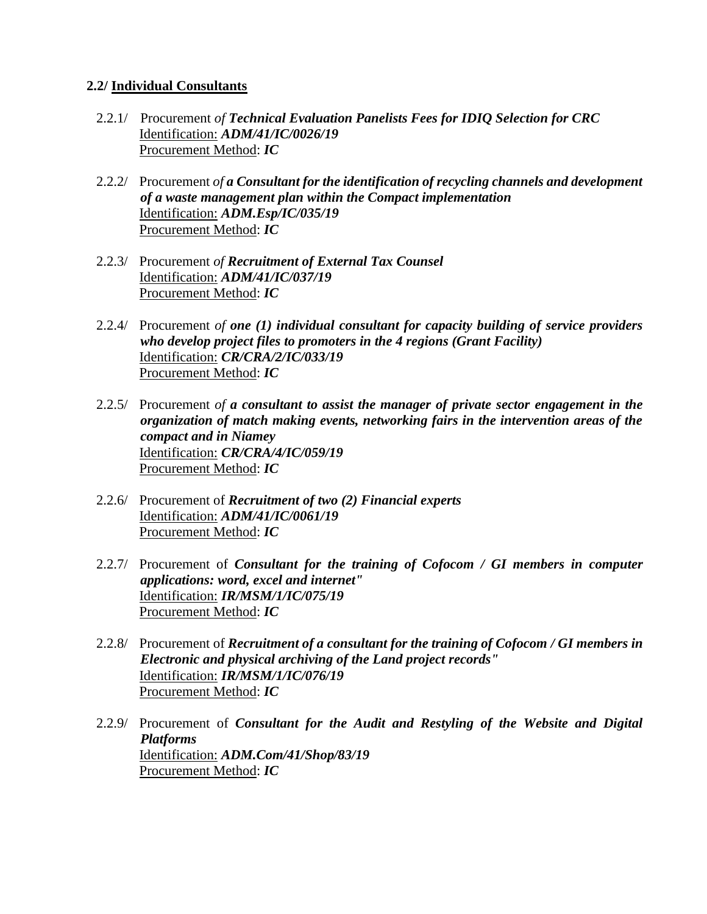### 2.2/ Individual Consultants

2.2.1/ Procurement *of* ***Technical Evaluation Panelists Fees for IDIQ Selection for CRC***
Identification: ***ADM/41/IC/0026/19***
Procurement Method: ***IC***

2.2.2/ Procurement *of* ***a Consultant for the identification of recycling channels and development of a waste management plan within the Compact implementation***
Identification: ***ADM.Esp/IC/035/19***
Procurement Method: ***IC***

2.2.3/ Procurement *of* ***Recruitment of External Tax Counsel***
Identification: ***ADM/41/IC/037/19***
Procurement Method: ***IC***

2.2.4/ Procurement *of* ***one (1) individual consultant for capacity building of service providers who develop project files to promoters in the 4 regions (Grant Facility)***
Identification: ***CR/CRA/2/IC/033/19***
Procurement Method: ***IC***

2.2.5/ Procurement *of* ***a consultant to assist the manager of private sector engagement in the organization of match making events, networking fairs in the intervention areas of the compact and in Niamey***
Identification: ***CR/CRA/4/IC/059/19***
Procurement Method: ***IC***

2.2.6/ Procurement of ***Recruitment of two (2) Financial experts***
Identification: ***ADM/41/IC/0061/19***
Procurement Method: ***IC***

2.2.7/ Procurement of ***Consultant for the training of Cofocom / GI members in computer applications: word, excel and internet"***
Identification: ***IR/MSM/1/IC/075/19***
Procurement Method: ***IC***

2.2.8/ Procurement of ***Recruitment of a consultant for the training of Cofocom / GI members in Electronic and physical archiving of the Land project records"***
Identification: ***IR/MSM/1/IC/076/19***
Procurement Method: ***IC***

2.2.9/ Procurement of ***Consultant for the Audit and Restyling of the Website and Digital Platforms***
Identification: ***ADM.Com/41/Shop/83/19***
Procurement Method: ***IC***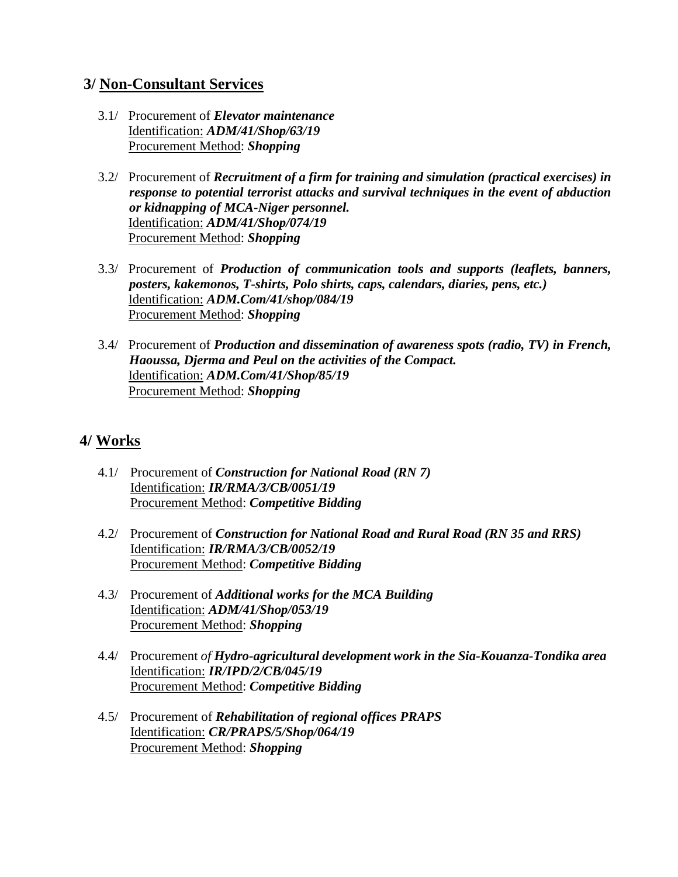## 3/ Non-Consultant Services

3.1/ Procurement of ***Elevator maintenance***
Identification: ***ADM/41/Shop/63/19***
Procurement Method: ***Shopping***

3.2/ Procurement of ***Recruitment of a firm for training and simulation (practical exercises) in response to potential terrorist attacks and survival techniques in the event of abduction or kidnapping of MCA-Niger personnel.***
Identification: ***ADM/41/Shop/074/19***
Procurement Method: ***Shopping***

3.3/ Procurement of ***Production of communication tools and supports (leaflets, banners, posters, kakemonos, T-shirts, Polo shirts, caps, calendars, diaries, pens, etc.)***
Identification: ***ADM.Com/41/shop/084/19***
Procurement Method: ***Shopping***

3.4/ Procurement of ***Production and dissemination of awareness spots (radio, TV) in French, Haoussa, Djerma and Peul on the activities of the Compact.***
Identification: ***ADM.Com/41/Shop/85/19***
Procurement Method: ***Shopping***

## 4/ Works

4.1/ Procurement of ***Construction for National Road (RN 7)***
Identification: ***IR/RMA/3/CB/0051/19***
Procurement Method: ***Competitive Bidding***

4.2/ Procurement of ***Construction for National Road and Rural Road (RN 35 and RRS)***
Identification: ***IR/RMA/3/CB/0052/19***
Procurement Method: ***Competitive Bidding***

4.3/ Procurement of ***Additional works for the MCA Building***
Identification: ***ADM/41/Shop/053/19***
Procurement Method: ***Shopping***

4.4/ Procurement *of* ***Hydro-agricultural development work in the Sia-Kouanza-Tondika area***
Identification: ***IR/IPD/2/CB/045/19***
Procurement Method: ***Competitive Bidding***

4.5/ Procurement of ***Rehabilitation of regional offices PRAPS***
Identification: ***CR/PRAPS/5/Shop/064/19***
Procurement Method: ***Shopping***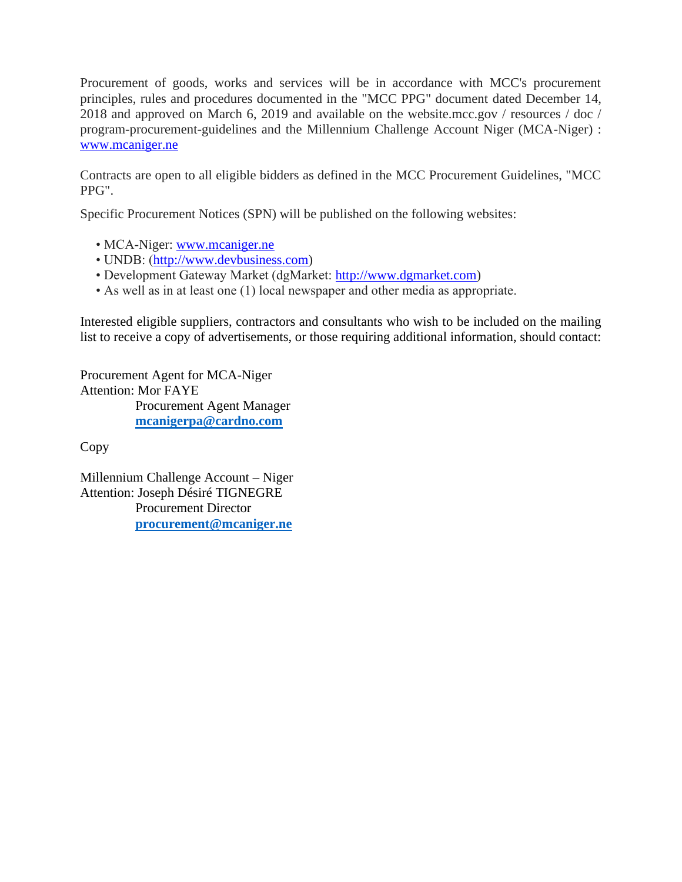Procurement of goods, works and services will be in accordance with MCC's procurement principles, rules and procedures documented in the "MCC PPG" document dated December 14, 2018 and approved on March 6, 2019 and available on the website.mcc.gov / resources / doc / program-procurement-guidelines and the Millennium Challenge Account Niger (MCA-Niger) : www.mcaniger.ne

Contracts are open to all eligible bidders as defined in the MCC Procurement Guidelines, "MCC PPG".

Specific Procurement Notices (SPN) will be published on the following websites:

- MCA-Niger: www.mcaniger.ne
- UNDB: (http://www.devbusiness.com)
- Development Gateway Market (dgMarket: http://www.dgmarket.com)
- As well as in at least one (1) local newspaper and other media as appropriate.

Interested eligible suppliers, contractors and consultants who wish to be included on the mailing list to receive a copy of advertisements, or those requiring additional information, should contact:

Procurement Agent for MCA-Niger
Attention: Mor FAYE
Procurement Agent Manager
**mcanigerpa@cardno.com**

Copy

Millennium Challenge Account – Niger
Attention: Joseph Désiré TIGNEGRE
Procurement Director
**procurement@mcaniger.ne**